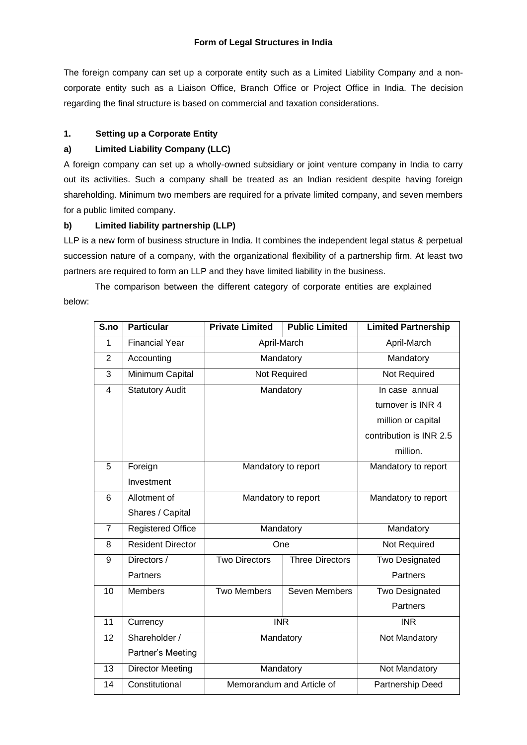# Form of Legal Structures in India

The foreign company can set up a corporate entity such as a Limited Liability Company and a non-corporate entity such as a Liaison Office, Branch Office or Project Office in India. The decision regarding the final structure is based on commercial and taxation considerations.

## 1. Setting up a Corporate Entity

### a) Limited Liability Company (LLC)

A foreign company can set up a wholly-owned subsidiary or joint venture company in India to carry out its activities. Such a company shall be treated as an Indian resident despite having foreign shareholding. Minimum two members are required for a private limited company, and seven members for a public limited company.

### b) Limited liability partnership (LLP)

LLP is a new form of business structure in India. It combines the independent legal status & perpetual succession nature of a company, with the organizational flexibility of a partnership firm. At least two partners are required to form an LLP and they have limited liability in the business.

The comparison between the different category of corporate entities are explained below:

| S.no | Particular | Private Limited | Public Limited | Limited Partnership |
|---|---|---|---|---|
| 1 | Financial Year | April-March | | April-March |
| 2 | Accounting | Mandatory | | Mandatory |
| 3 | Minimum Capital | Not Required | | Not Required |
| 4 | Statutory Audit | Mandatory | | In case annual turnover is INR 4 million or capital contribution is INR 2.5 million. |
| 5 | Foreign Investment | Mandatory to report | | Mandatory to report |
| 6 | Allotment of Shares / Capital | Mandatory to report | | Mandatory to report |
| 7 | Registered Office | Mandatory | | Mandatory |
| 8 | Resident Director | One | | Not Required |
| 9 | Directors / Partners | Two Directors | Three Directors | Two Designated Partners |
| 10 | Members | Two Members | Seven Members | Two Designated Partners |
| 11 | Currency | INR | | INR |
| 12 | Shareholder / Partner's Meeting | Mandatory | | Not Mandatory |
| 13 | Director Meeting | Mandatory | | Not Mandatory |
| 14 | Constitutional | Memorandum and Article of | | Partnership Deed |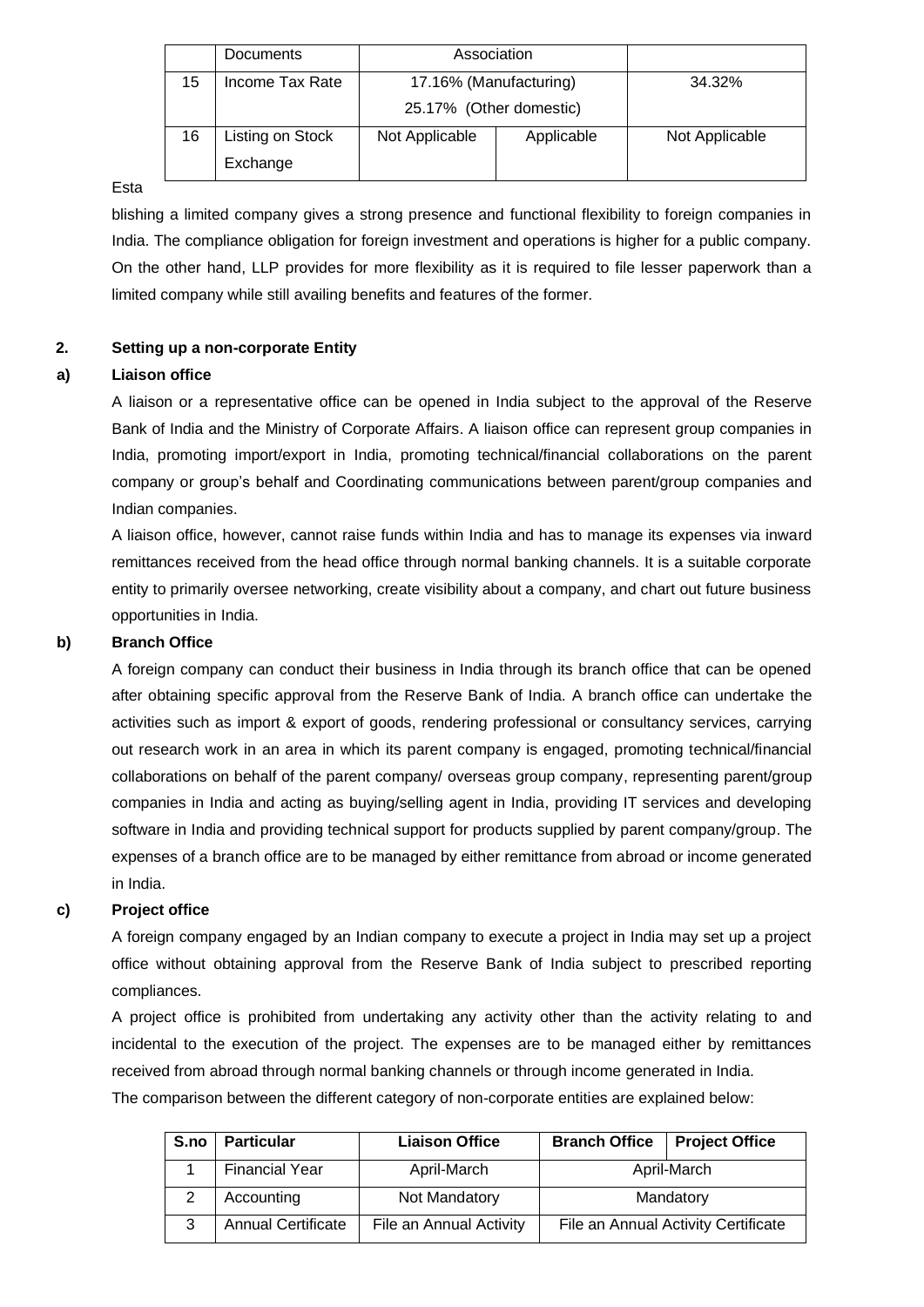|  | Documents | Association |  |  |
|---|---|---|---|---|
| 15 | Income Tax Rate | 17.16% (Manufacturing) 25.17% (Other domestic) |  | 34.32% |
| 16 | Listing on Stock Exchange | Not Applicable | Applicable | Not Applicable |

Establishing a limited company gives a strong presence and functional flexibility to foreign companies in India. The compliance obligation for foreign investment and operations is higher for a public company. On the other hand, LLP provides for more flexibility as it is required to file lesser paperwork than a limited company while still availing benefits and features of the former.

**2. Setting up a non-corporate Entity**

**a) Liaison office**

A liaison or a representative office can be opened in India subject to the approval of the Reserve Bank of India and the Ministry of Corporate Affairs. A liaison office can represent group companies in India, promoting import/export in India, promoting technical/financial collaborations on the parent company or group's behalf and Coordinating communications between parent/group companies and Indian companies.

A liaison office, however, cannot raise funds within India and has to manage its expenses via inward remittances received from the head office through normal banking channels. It is a suitable corporate entity to primarily oversee networking, create visibility about a company, and chart out future business opportunities in India.

**b) Branch Office**

A foreign company can conduct their business in India through its branch office that can be opened after obtaining specific approval from the Reserve Bank of India. A branch office can undertake the activities such as import & export of goods, rendering professional or consultancy services, carrying out research work in an area in which its parent company is engaged, promoting technical/financial collaborations on behalf of the parent company/ overseas group company, representing parent/group companies in India and acting as buying/selling agent in India, providing IT services and developing software in India and providing technical support for products supplied by parent company/group. The expenses of a branch office are to be managed by either remittance from abroad or income generated in India.

**c) Project office**

A foreign company engaged by an Indian company to execute a project in India may set up a project office without obtaining approval from the Reserve Bank of India subject to prescribed reporting compliances.

A project office is prohibited from undertaking any activity other than the activity relating to and incidental to the execution of the project. The expenses are to be managed either by remittances received from abroad through normal banking channels or through income generated in India.

The comparison between the different category of non-corporate entities are explained below:

| S.no | Particular | Liaison Office | Branch Office | Project Office |
|---|---|---|---|---|
| 1 | Financial Year | April-March | April-March |  |
| 2 | Accounting | Not Mandatory | Mandatory |  |
| 3 | Annual Certificate | File an Annual Activity | File an Annual Activity Certificate |  |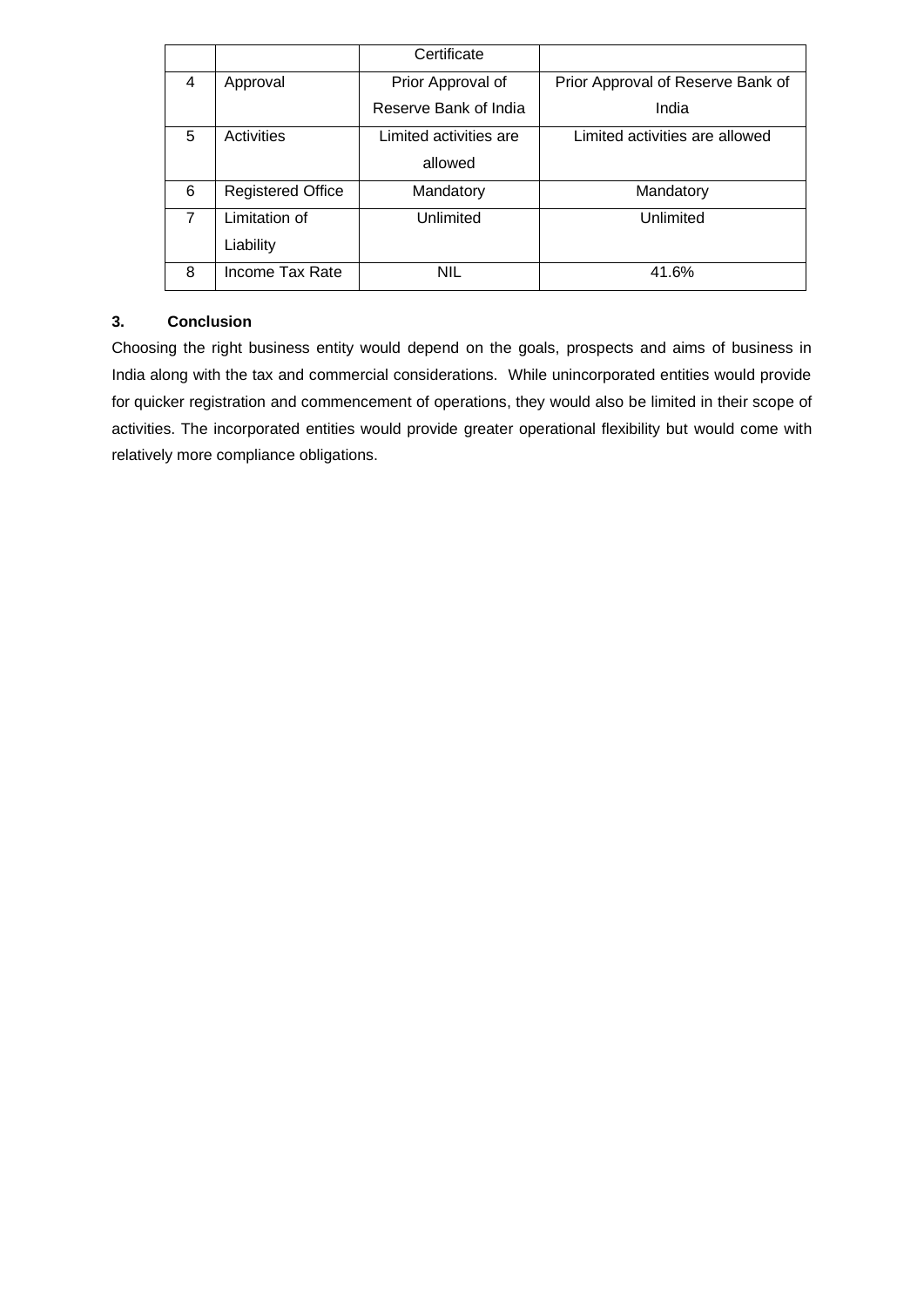| | | | |
|---|---|---|---|
| | | Certificate | |
| 4 | Approval | Prior Approval of Reserve Bank of India | Prior Approval of Reserve Bank of India |
| 5 | Activities | Limited activities are allowed | Limited activities are allowed |
| 6 | Registered Office | Mandatory | Mandatory |
| 7 | Limitation of Liability | Unlimited | Unlimited |
| 8 | Income Tax Rate | NIL | 41.6% |

**3. Conclusion**

Choosing the right business entity would depend on the goals, prospects and aims of business in India along with the tax and commercial considerations. While unincorporated entities would provide for quicker registration and commencement of operations, they would also be limited in their scope of activities. The incorporated entities would provide greater operational flexibility but would come with relatively more compliance obligations.